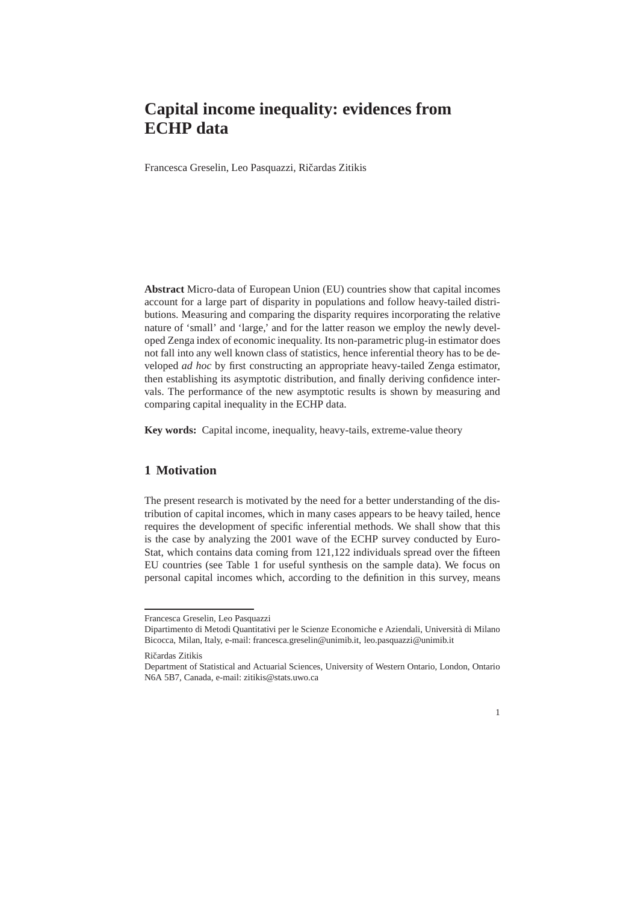# Capital income inequality: evidences from ECHP data

Francesca Greselin, Leo Pasquazzi, Ričardas Zitikis

**Abstract** Micro-data of European Union (EU) countries show that capital incomes account for a large part of disparity in populations and follow heavy-tailed distributions. Measuring and comparing the disparity requires incorporating the relative nature of 'small' and 'large,' and for the latter reason we employ the newly developed Zenga index of economic inequality. Its non-parametric plug-in estimator does not fall into any well known class of statistics, hence inferential theory has to be developed *ad hoc* by first constructing an appropriate heavy-tailed Zenga estimator, then establishing its asymptotic distribution, and finally deriving confidence intervals. The performance of the new asymptotic results is shown by measuring and comparing capital inequality in the ECHP data.

**Key words:** Capital income, inequality, heavy-tails, extreme-value theory

## 1 Motivation

The present research is motivated by the need for a better understanding of the distribution of capital incomes, which in many cases appears to be heavy tailed, hence requires the development of specific inferential methods. We shall show that this is the case by analyzing the 2001 wave of the ECHP survey conducted by EuroStat, which contains data coming from 121,122 individuals spread over the fifteen EU countries (see Table 1 for useful synthesis on the sample data). We focus on personal capital incomes which, according to the definition in this survey, means

---

Francesca Greselin, Leo Pasquazzi
Dipartimento di Metodi Quantitativi per le Scienze Economiche e Aziendali, Università di Milano Bicocca, Milan, Italy, e-mail: francesca.greselin@unimib.it, leo.pasquazzi@unimib.it

Ričardas Zitikis
Department of Statistical and Actuarial Sciences, University of Western Ontario, London, Ontario N6A 5B7, Canada, e-mail: zitikis@stats.uwo.ca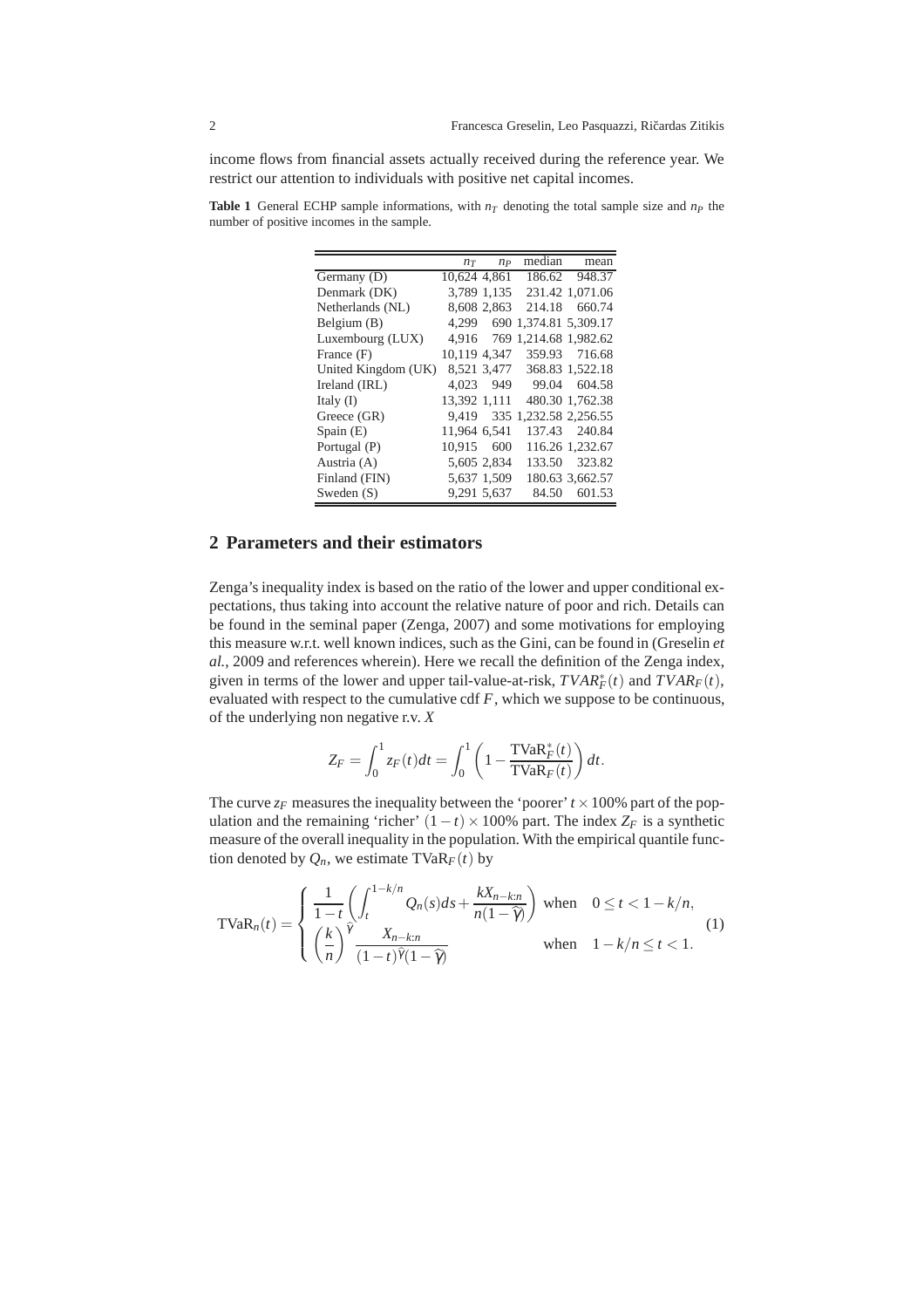income flows from financial assets actually received during the reference year. We restrict our attention to individuals with positive net capital incomes.

**Table 1** General ECHP sample informations, with $n_T$ denoting the total sample size and $n_P$ the number of positive incomes in the sample.

| | $n_T$ | $n_P$ | median | mean |
|---|---|---|---|---|
| Germany (D) | 10,624 | 4,861 | 186.62 | 948.37 |
| Denmark (DK) | 3,789 | 1,135 | 231.42 | 1,071.06 |
| Netherlands (NL) | 8,608 | 2,863 | 214.18 | 660.74 |
| Belgium (B) | 4,299 | 690 | 1,374.81 | 5,309.17 |
| Luxembourg (LUX) | 4,916 | 769 | 1,214.68 | 1,982.62 |
| France (F) | 10,119 | 4,347 | 359.93 | 716.68 |
| United Kingdom (UK) | 8,521 | 3,477 | 368.83 | 1,522.18 |
| Ireland (IRL) | 4,023 | 949 | 99.04 | 604.58 |
| Italy (I) | 13,392 | 1,111 | 480.30 | 1,762.38 |
| Greece (GR) | 9,419 | 335 | 1,232.58 | 2,256.55 |
| Spain (E) | 11,964 | 6,541 | 137.43 | 240.84 |
| Portugal (P) | 10,915 | 600 | 116.26 | 1,232.67 |
| Austria (A) | 5,605 | 2,834 | 133.50 | 323.82 |
| Finland (FIN) | 5,637 | 1,509 | 180.63 | 3,662.57 |
| Sweden (S) | 9,291 | 5,637 | 84.50 | 601.53 |

## 2 Parameters and their estimators

Zenga's inequality index is based on the ratio of the lower and upper conditional expectations, thus taking into account the relative nature of poor and rich. Details can be found in the seminal paper (Zenga, 2007) and some motivations for employing this measure w.r.t. well known indices, such as the Gini, can be found in (Greselin *et al.*, 2009 and references wherein). Here we recall the definition of the Zenga index, given in terms of the lower and upper tail-value-at-risk, $TVAR_F^*(t)$ and $TVAR_F(t)$, evaluated with respect to the cumulative cdf $F$, which we suppose to be continuous, of the underlying non negative r.v. $X$

$$Z_F = \int_0^1 z_F(t)dt = \int_0^1 \left(1 - \frac{\mathrm{TVaR}_F^*(t)}{\mathrm{TVaR}_F(t)}\right) dt.$$

The curve $z_F$ measures the inequality between the 'poorer' $t \times 100\%$ part of the population and the remaining 'richer' $(1-t) \times 100\%$ part. The index $Z_F$ is a synthetic measure of the overall inequality in the population. With the empirical quantile function denoted by $Q_n$, we estimate $\mathrm{TVaR}_F(t)$ by

$$\mathrm{TVaR}_n(t) = \begin{cases} \dfrac{1}{1-t}\left(\displaystyle\int_t^{1-k/n} Q_n(s)ds + \dfrac{kX_{n-k:n}}{n(1-\widehat{\gamma})}\right) & \text{when} \quad 0 \le t < 1-k/n, \\ \left(\dfrac{k}{n}\right)^{\widehat{\gamma}} \dfrac{X_{n-k:n}}{(1-t)^{\widehat{\gamma}}(1-\widehat{\gamma})} & \text{when} \quad 1-k/n \le t < 1. \end{cases} \tag{1}$$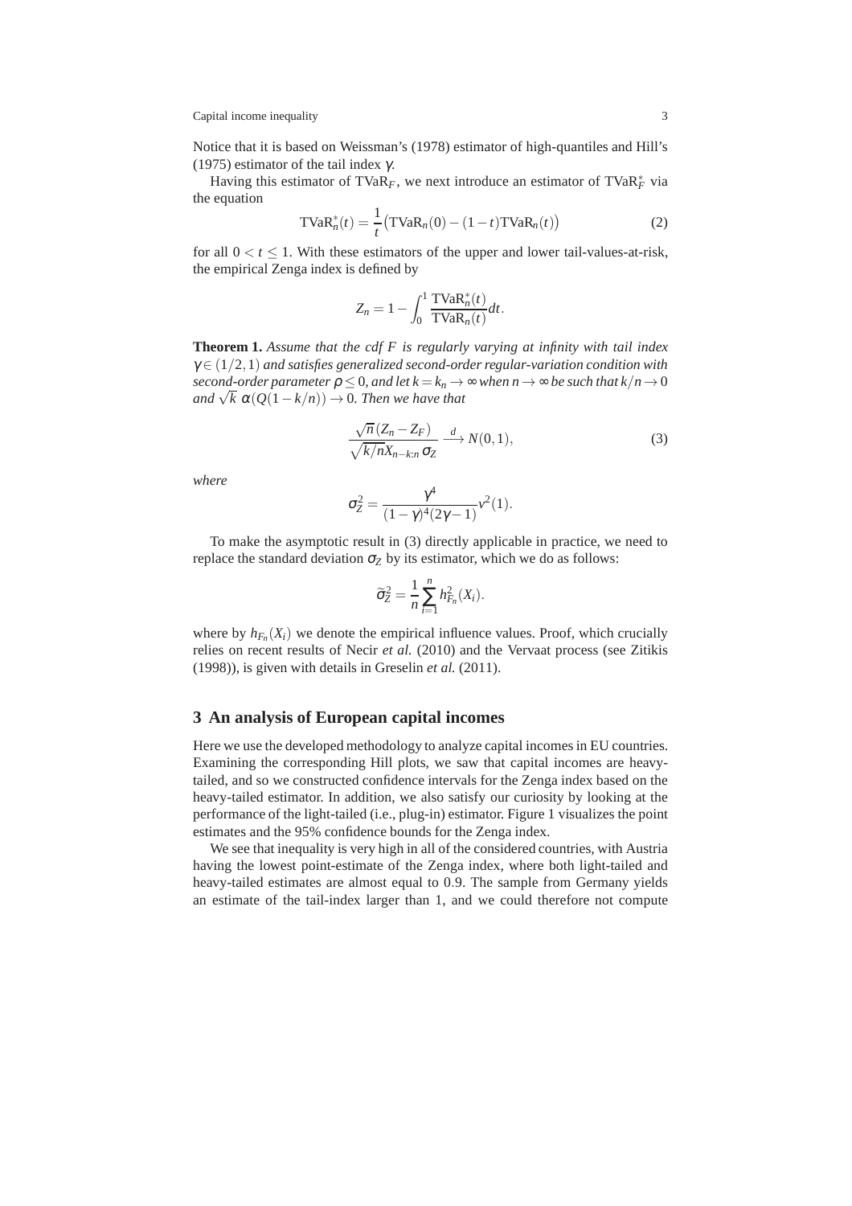Notice that it is based on Weissman's (1978) estimator of high-quantiles and Hill's (1975) estimator of the tail index $\gamma$.

Having this estimator of $\mathrm{TVaR}_F$, we next introduce an estimator of $\mathrm{TVaR}_F^*$ via the equation

$$\mathrm{TVaR}_n^*(t) = \frac{1}{t}\big(\mathrm{TVaR}_n(0) - (1-t)\mathrm{TVaR}_n(t)\big) \tag{2}$$

for all $0 < t \leq 1$. With these estimators of the upper and lower tail-values-at-risk, the empirical Zenga index is defined by

$$Z_n = 1 - \int_0^1 \frac{\mathrm{TVaR}_n^*(t)}{\mathrm{TVaR}_n(t)} dt.$$

**Theorem 1.** *Assume that the cdf $F$ is regularly varying at infinity with tail index $\gamma \in (1/2, 1)$ and satisfies generalized second-order regular-variation condition with second-order parameter $\rho \leq 0$, and let $k = k_n \to \infty$ when $n \to \infty$ be such that $k/n \to 0$ and $\sqrt{k}\ \alpha(Q(1-k/n)) \to 0$. Then we have that*

$$\frac{\sqrt{n}(Z_n - Z_F)}{\sqrt{k/n}X_{n-k:n}\,\sigma_Z} \xrightarrow{d} N(0,1), \tag{3}$$

*where*

$$\sigma_Z^2 = \frac{\gamma^4}{(1-\gamma)^4(2\gamma-1)}v^2(1).$$

To make the asymptotic result in (3) directly applicable in practice, we need to replace the standard deviation $\sigma_Z$ by its estimator, which we do as follows:

$$\widetilde{\sigma}_Z^2 = \frac{1}{n}\sum_{i=1}^{n} h_{F_n}^2(X_i).$$

where by $h_{F_n}(X_i)$ we denote the empirical influence values. Proof, which crucially relies on recent results of Necir *et al.* (2010) and the Vervaat process (see Zitikis (1998)), is given with details in Greselin *et al.* (2011).

## 3 An analysis of European capital incomes

Here we use the developed methodology to analyze capital incomes in EU countries. Examining the corresponding Hill plots, we saw that capital incomes are heavy-tailed, and so we constructed confidence intervals for the Zenga index based on the heavy-tailed estimator. In addition, we also satisfy our curiosity by looking at the performance of the light-tailed (i.e., plug-in) estimator. Figure 1 visualizes the point estimates and the 95% confidence bounds for the Zenga index.

We see that inequality is very high in all of the considered countries, with Austria having the lowest point-estimate of the Zenga index, where both light-tailed and heavy-tailed estimates are almost equal to 0.9. The sample from Germany yields an estimate of the tail-index larger than 1, and we could therefore not compute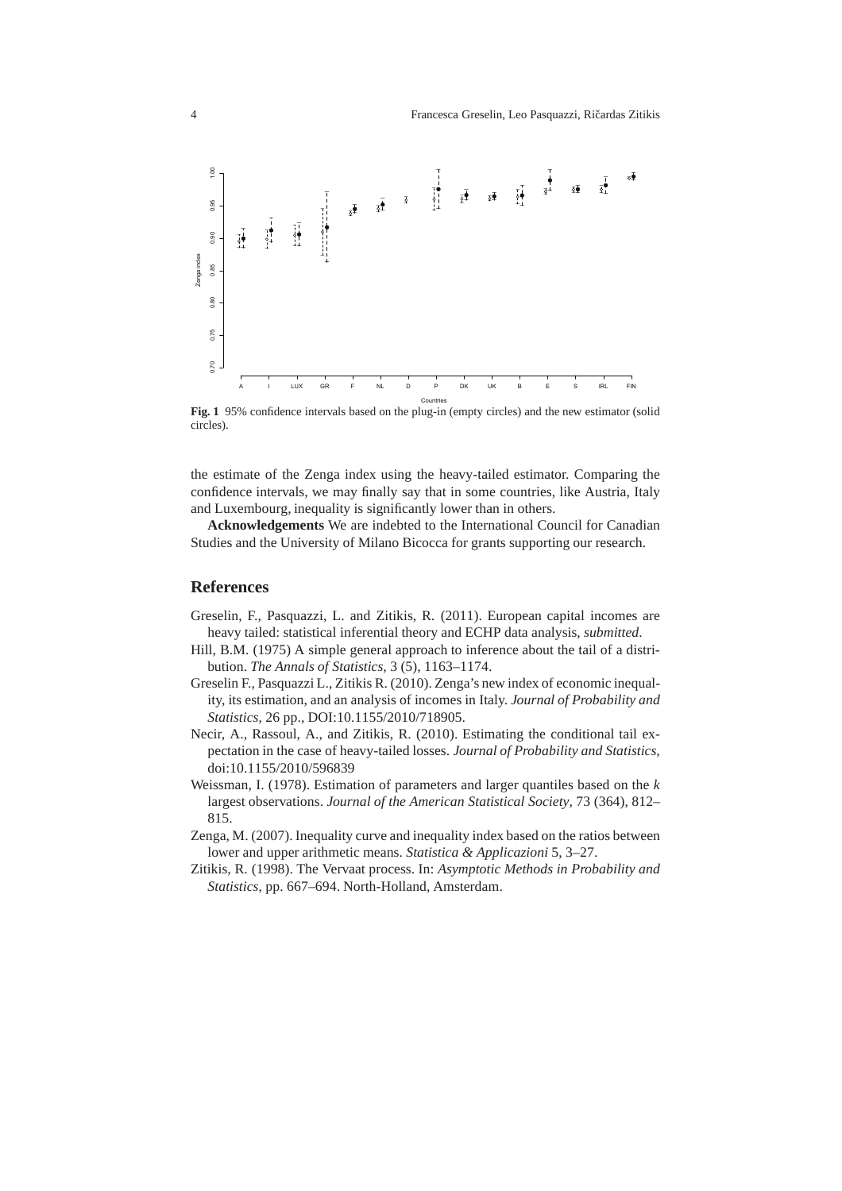Zenga index

1.00

0.95

0.90

0.85

0.80

0.75

0.70

A I LUX GR F NL D P DK UK B E S IRL FIN

Countries

**Fig. 1** 95% confidence intervals based on the plug-in (empty circles) and the new estimator (solid circles).

the estimate of the Zenga index using the heavy-tailed estimator. Comparing the confidence intervals, we may finally say that in some countries, like Austria, Italy and Luxembourg, inequality is significantly lower than in others.

**Acknowledgements** We are indebted to the International Council for Canadian Studies and the University of Milano Bicocca for grants supporting our research.

## References

Greselin, F., Pasquazzi, L. and Zitikis, R. (2011). European capital incomes are heavy tailed: statistical inferential theory and ECHP data analysis, *submitted*.

Hill, B.M. (1975) A simple general approach to inference about the tail of a distribution. *The Annals of Statistics*, 3 (5), 1163–1174.

Greselin F., Pasquazzi L., Zitikis R. (2010). Zenga's new index of economic inequality, its estimation, and an analysis of incomes in Italy. *Journal of Probability and Statistics*, 26 pp., DOI:10.1155/2010/718905.

Necir, A., Rassoul, A., and Zitikis, R. (2010). Estimating the conditional tail expectation in the case of heavy-tailed losses. *Journal of Probability and Statistics*, doi:10.1155/2010/596839

Weissman, I. (1978). Estimation of parameters and larger quantiles based on the *k* largest observations. *Journal of the American Statistical Society*, 73 (364), 812–815.

Zenga, M. (2007). Inequality curve and inequality index based on the ratios between lower and upper arithmetic means. *Statistica & Applicazioni* 5, 3–27.

Zitikis, R. (1998). The Vervaat process. In: *Asymptotic Methods in Probability and Statistics*, pp. 667–694. North-Holland, Amsterdam.